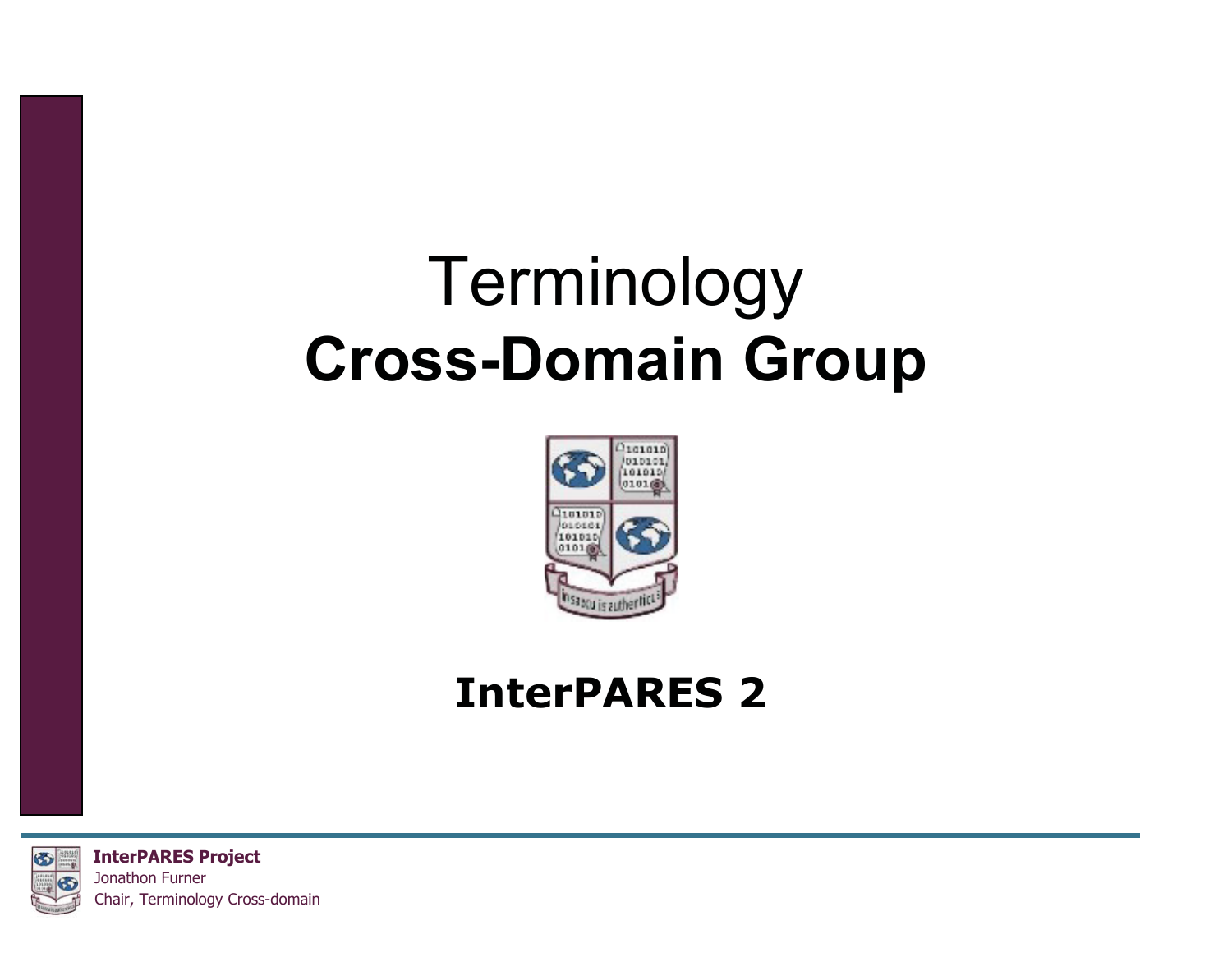# Terminology
# Cross-Domain Group

## InterPARES 2

**InterPARES Project**
Jonathon Furner
Chair, Terminology Cross-domain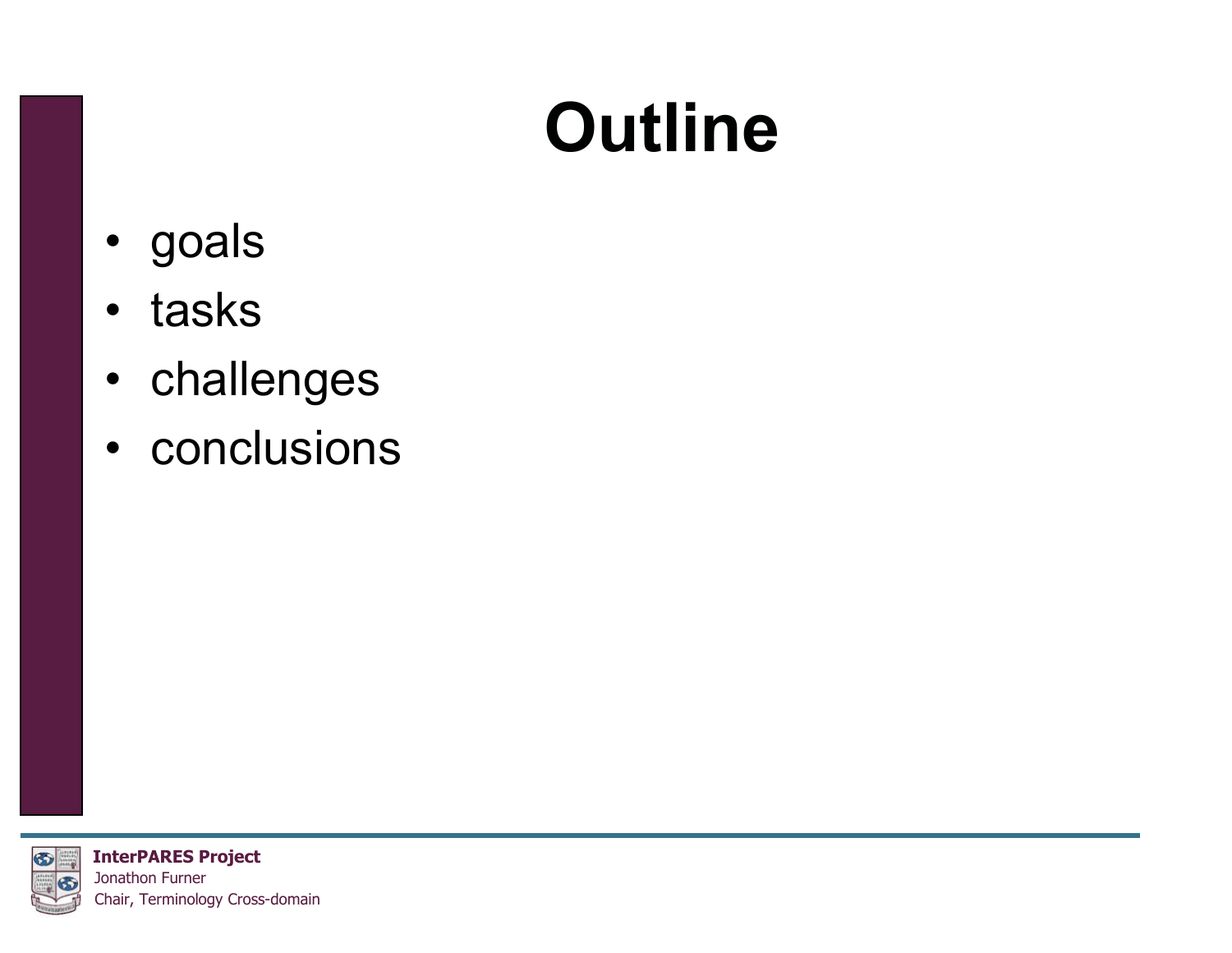# Outline

- goals
- tasks
- challenges
- conclusions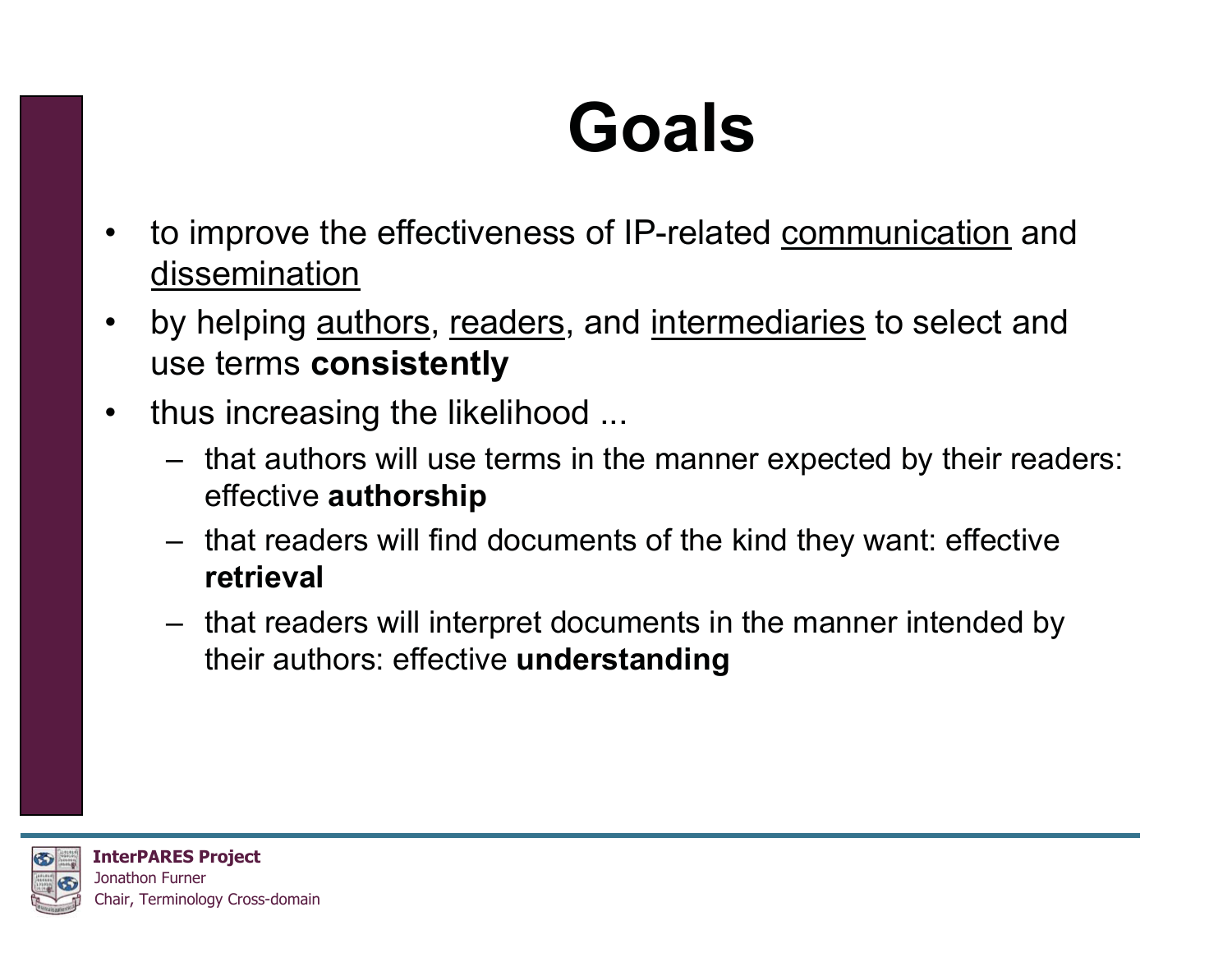# Goals

- to improve the effectiveness of IP-related <u>communication</u> and <u>dissemination</u>
- by helping <u>authors</u>, <u>readers</u>, and <u>intermediaries</u> to select and use terms **consistently**
- thus increasing the likelihood ...
  - that authors will use terms in the manner expected by their readers: effective **authorship**
  - that readers will find documents of the kind they want: effective **retrieval**
  - that readers will interpret documents in the manner intended by their authors: effective **understanding**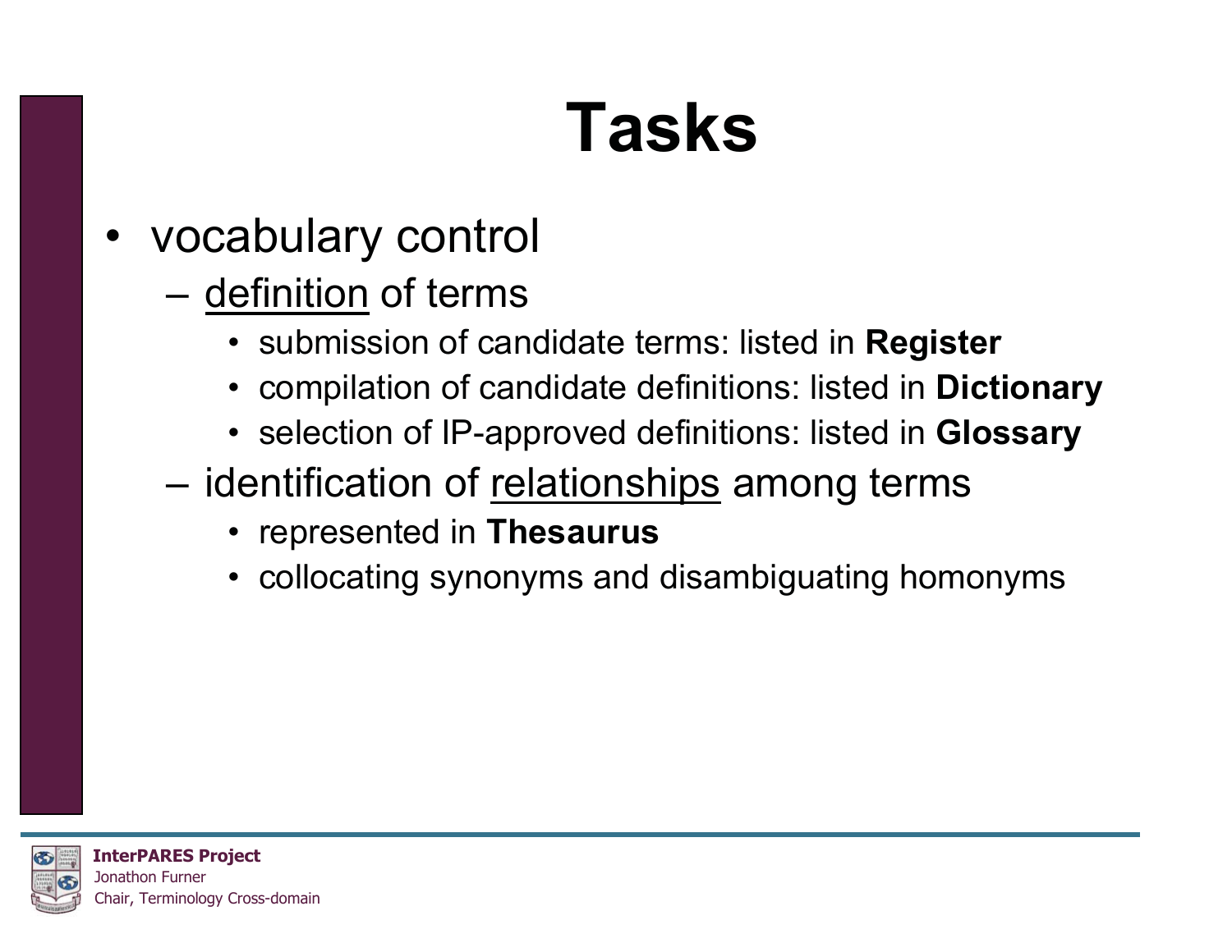# Tasks

- vocabulary control
  - <u>definition</u> of terms
    - submission of candidate terms: listed in **Register**
    - compilation of candidate definitions: listed in **Dictionary**
    - selection of IP-approved definitions: listed in **Glossary**
  - identification of <u>relationships</u> among terms
    - represented in **Thesaurus**
    - collocating synonyms and disambiguating homonyms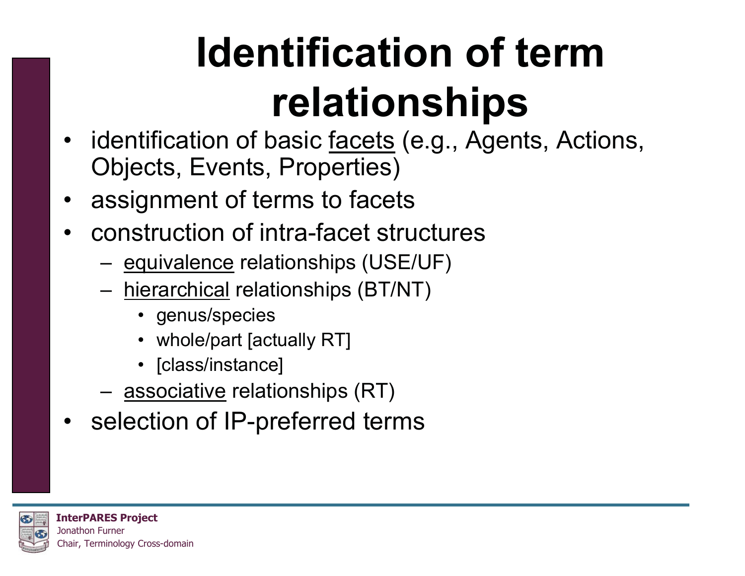# Identification of term relationships

- identification of basic <u>facets</u> (e.g., Agents, Actions, Objects, Events, Properties)
- assignment of terms to facets
- construction of intra-facet structures
  - <u>equivalence</u> relationships (USE/UF)
  - <u>hierarchical</u> relationships (BT/NT)
    - genus/species
    - whole/part [actually RT]
    - [class/instance]
  - <u>associative</u> relationships (RT)
- selection of IP-preferred terms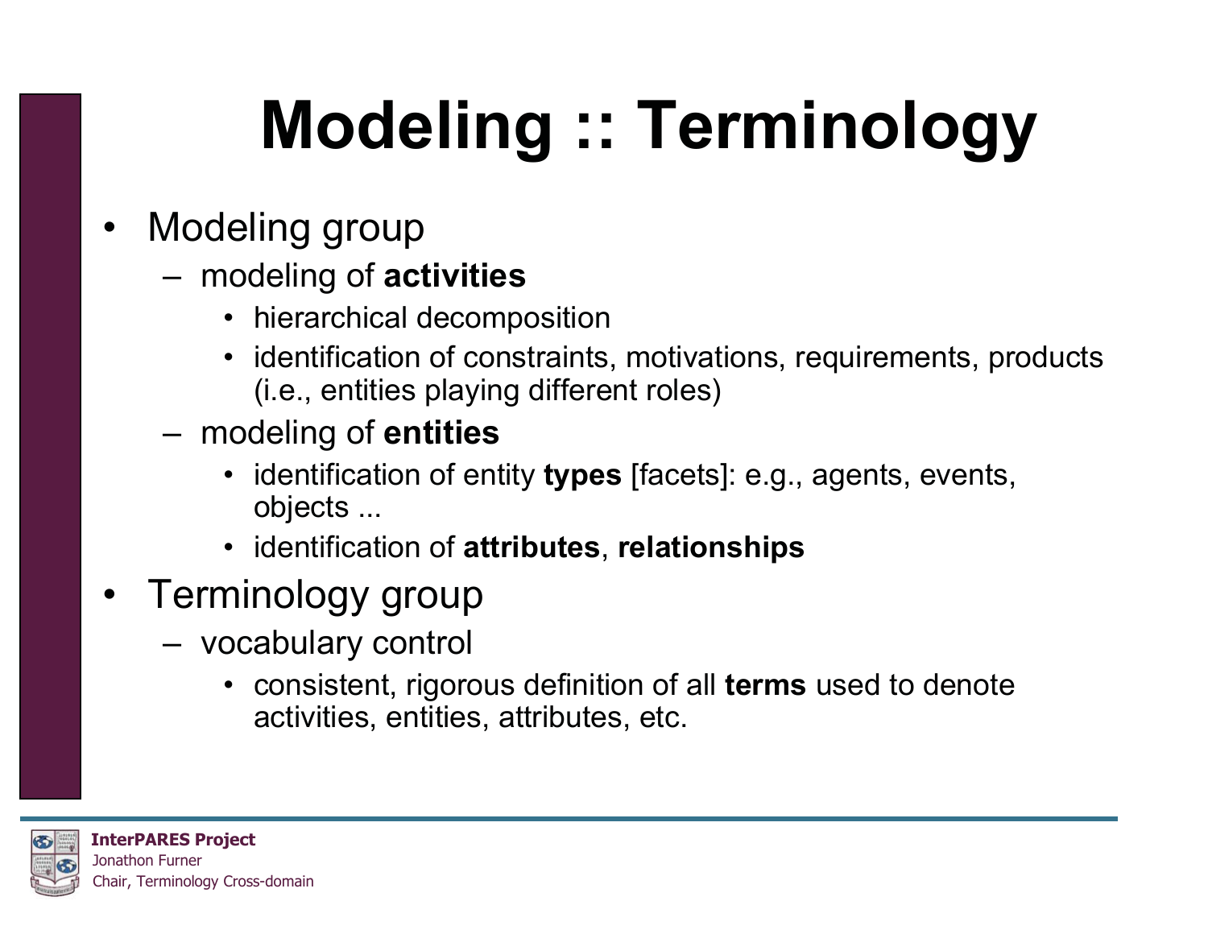# Modeling :: Terminology

- Modeling group
  - modeling of **activities**
    - hierarchical decomposition
    - identification of constraints, motivations, requirements, products (i.e., entities playing different roles)
  - modeling of **entities**
    - identification of entity **types** [facets]: e.g., agents, events, objects ...
    - identification of **attributes**, **relationships**
- Terminology group
  - vocabulary control
    - consistent, rigorous definition of all **terms** used to denote activities, entities, attributes, etc.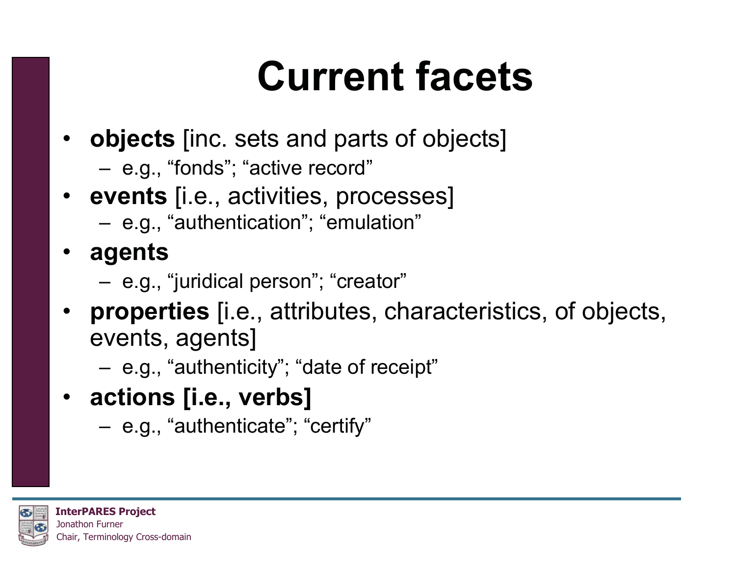# Current facets

- **objects** [inc. sets and parts of objects]
  - e.g., “fonds”; “active record”
- **events** [i.e., activities, processes]
  - e.g., “authentication”; “emulation”
- **agents**
  - e.g., “juridical person”; “creator”
- **properties** [i.e., attributes, characteristics, of objects, events, agents]
  - e.g., “authenticity”; “date of receipt”
- **actions [i.e., verbs]**
  - e.g., “authenticate”; “certify”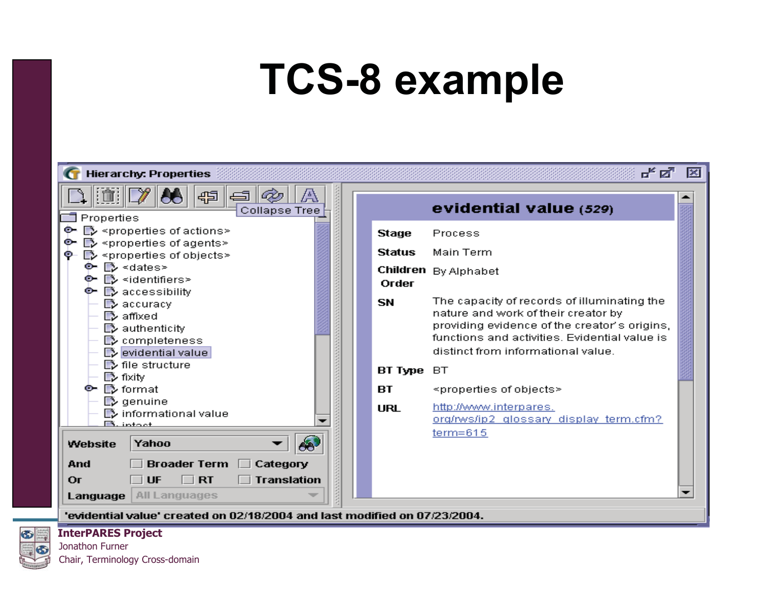# TCS-8 example

Hierarchy: Properties

Collapse Tree

- Properties
  - <properties of actions>
  - <properties of agents>
  - <properties of objects>
    - <dates>
    - <identifiers>
    - accessibility
    - accuracy
    - affixed
    - authenticity
    - completeness
    - evidential value
    - file structure
    - fixity
    - format
    - genuine
    - informational value
    - intact

Website: Yahoo

And: Broader Term, Category

Or: UF, RT, Translation

Language: All Languages

**evidential value** *(529)*

| | |
|---|---|
| **Stage** | Process |
| **Status** | Main Term |
| **Children Order** | By Alphabet |
| **SN** | The capacity of records of illuminating the nature and work of their creator by providing evidence of the creator's origins, functions and activities. Evidential value is distinct from informational value. |
| **BT Type** | BT |
| **BT** | <properties of objects> |
| **URL** | http://www.interpares.org/rws/ip2_glossary_display_term.cfm?term=615 |

'evidential value' created on 02/18/2004 and last modified on 07/23/2004.

**InterPARES Project**
Jonathon Furner
Chair, Terminology Cross-domain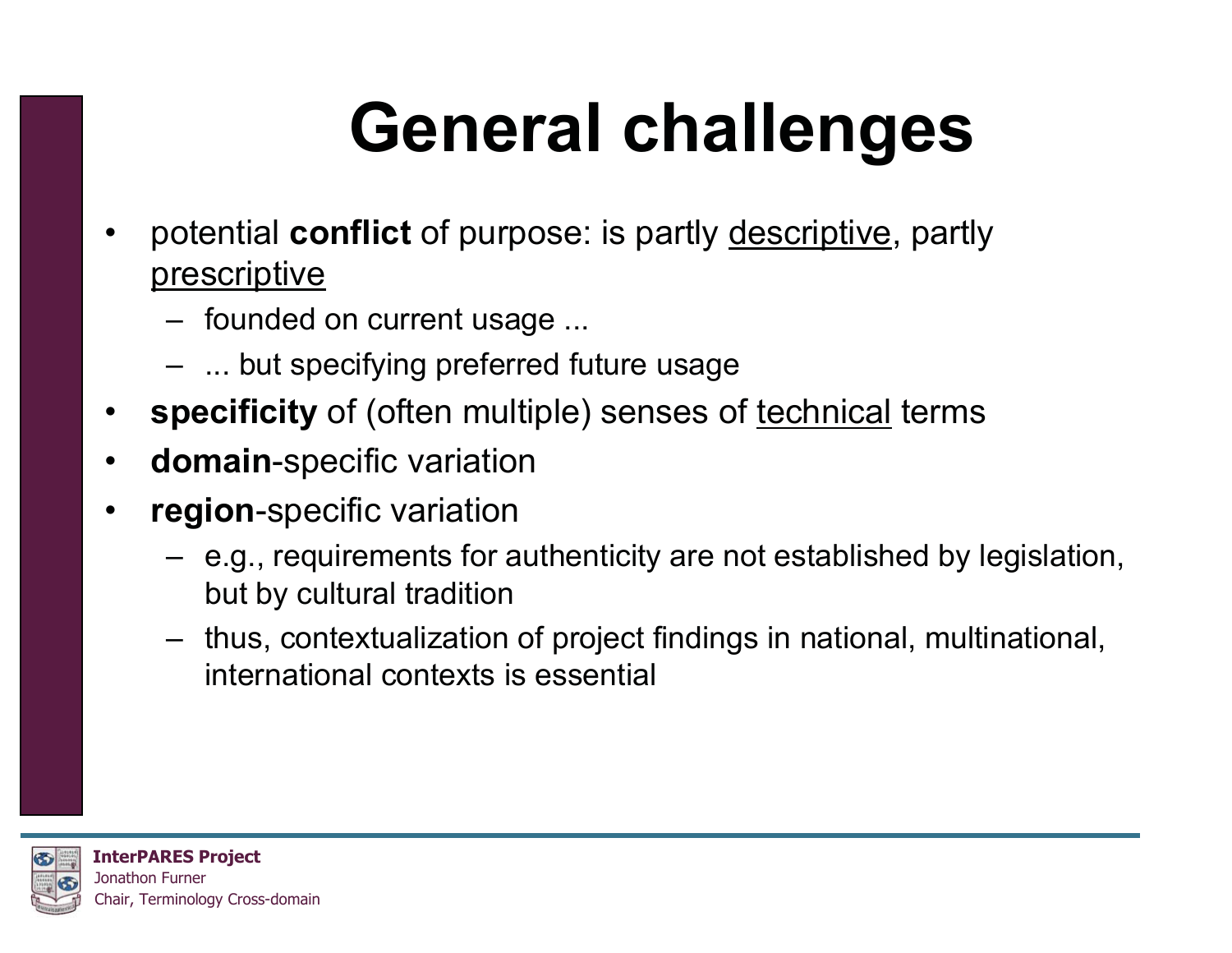# General challenges

- potential **conflict** of purpose: is partly descriptive, partly prescriptive
  - founded on current usage ...
  - ... but specifying preferred future usage
- **specificity** of (often multiple) senses of technical terms
- **domain**-specific variation
- **region**-specific variation
  - e.g., requirements for authenticity are not established by legislation, but by cultural tradition
  - thus, contextualization of project findings in national, multinational, international contexts is essential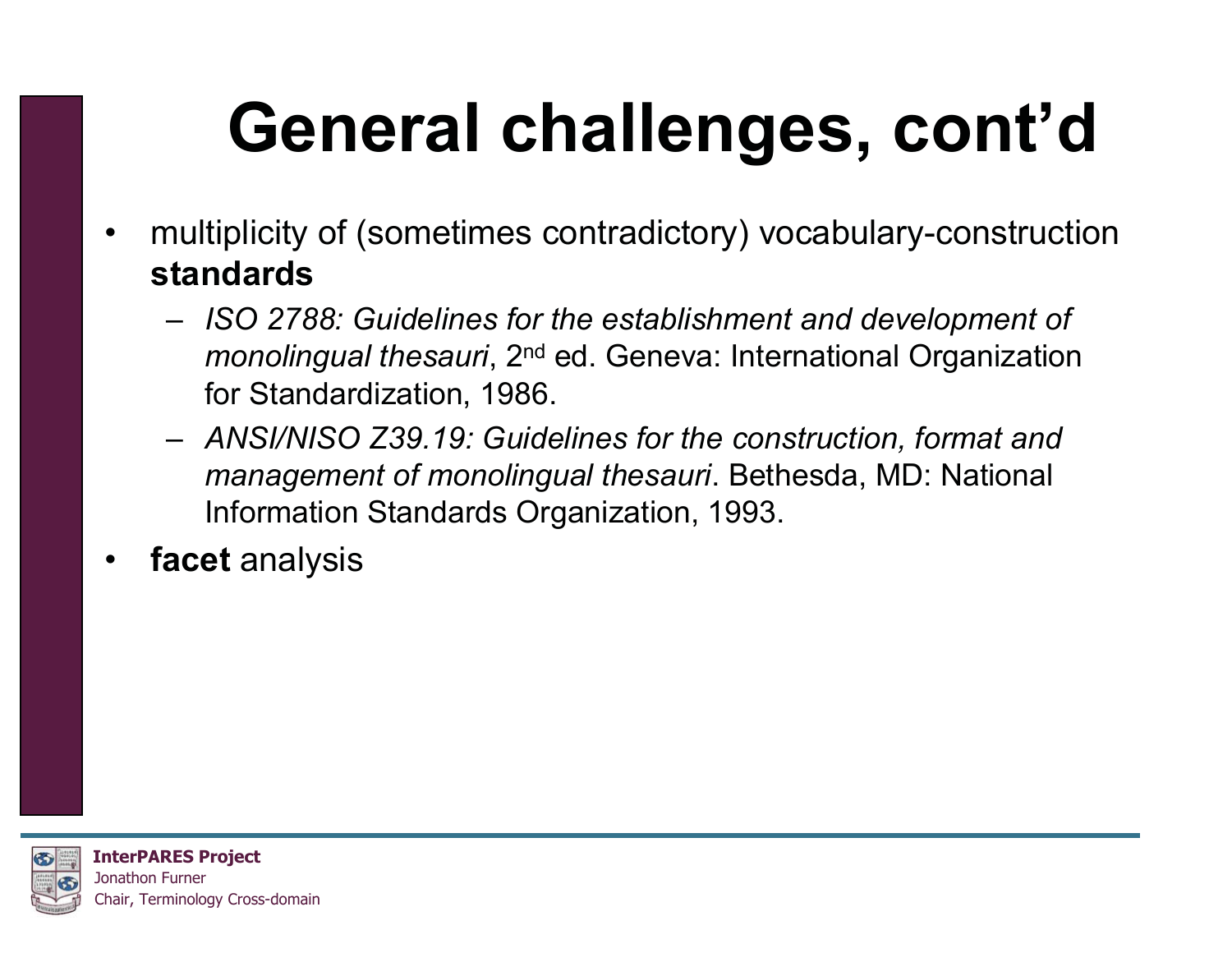# General challenges, cont'd

- multiplicity of (sometimes contradictory) vocabulary-construction **standards**
  - *ISO 2788: Guidelines for the establishment and development of monolingual thesauri*, 2nd ed. Geneva: International Organization for Standardization, 1986.
  - *ANSI/NISO Z39.19: Guidelines for the construction, format and management of monolingual thesauri*. Bethesda, MD: National Information Standards Organization, 1993.
- **facet** analysis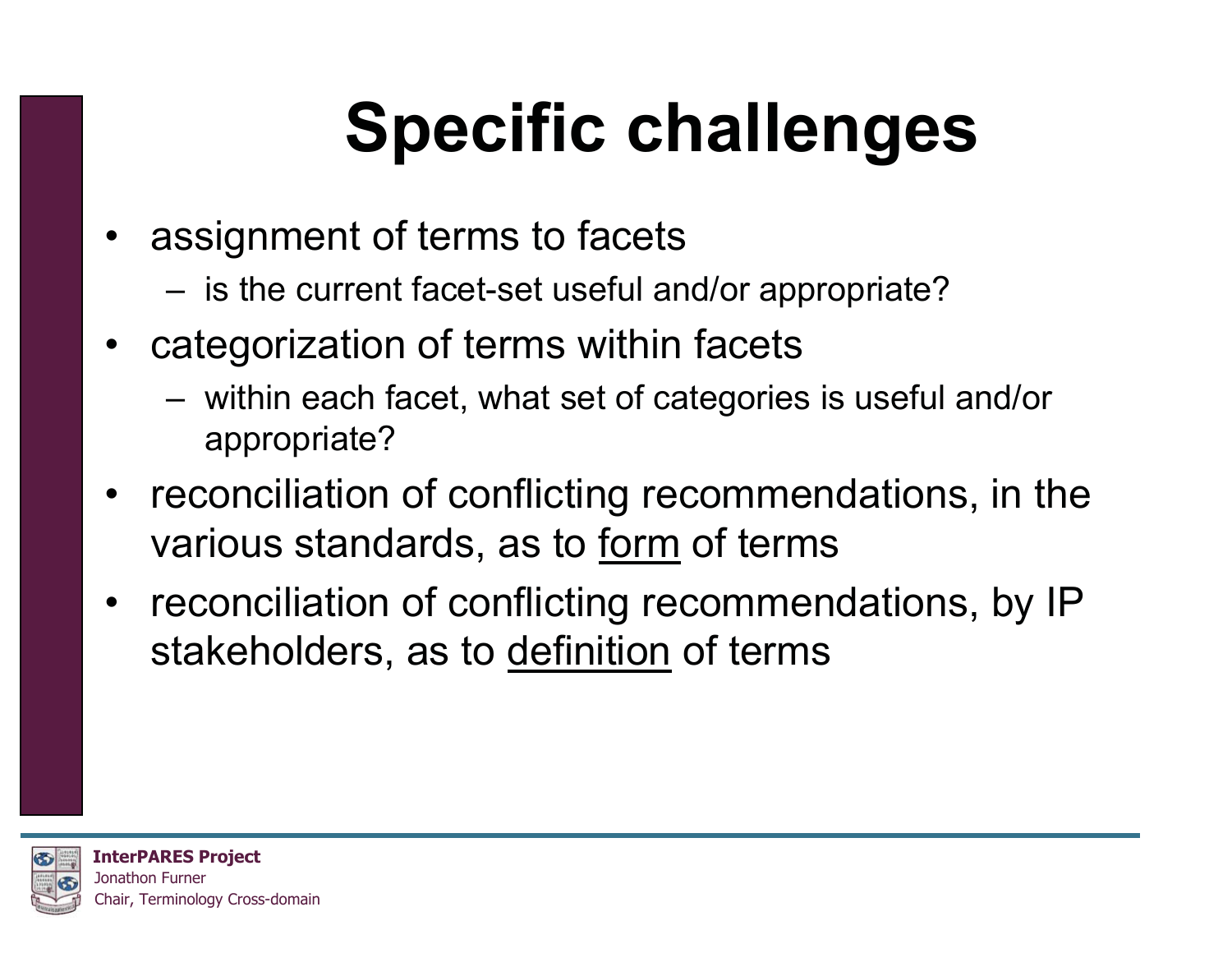# Specific challenges

- assignment of terms to facets
  - is the current facet-set useful and/or appropriate?
- categorization of terms within facets
  - within each facet, what set of categories is useful and/or appropriate?
- reconciliation of conflicting recommendations, in the various standards, as to <u>form</u> of terms
- reconciliation of conflicting recommendations, by IP stakeholders, as to <u>definition</u> of terms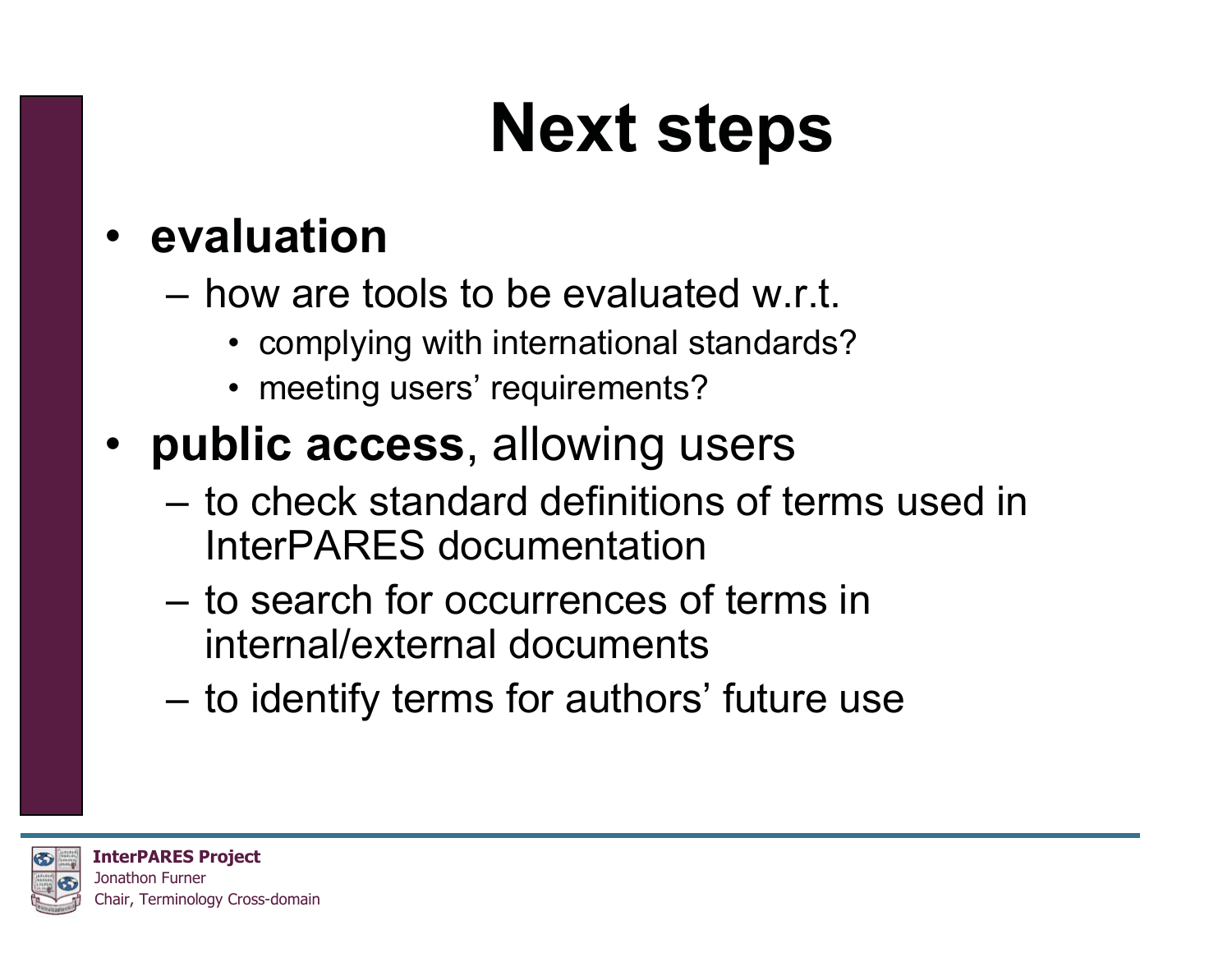# Next steps

- **evaluation**
  - how are tools to be evaluated w.r.t.
    - complying with international standards?
    - meeting users' requirements?
- **public access**, allowing users
  - to check standard definitions of terms used in InterPARES documentation
  - to search for occurrences of terms in internal/external documents
  - to identify terms for authors' future use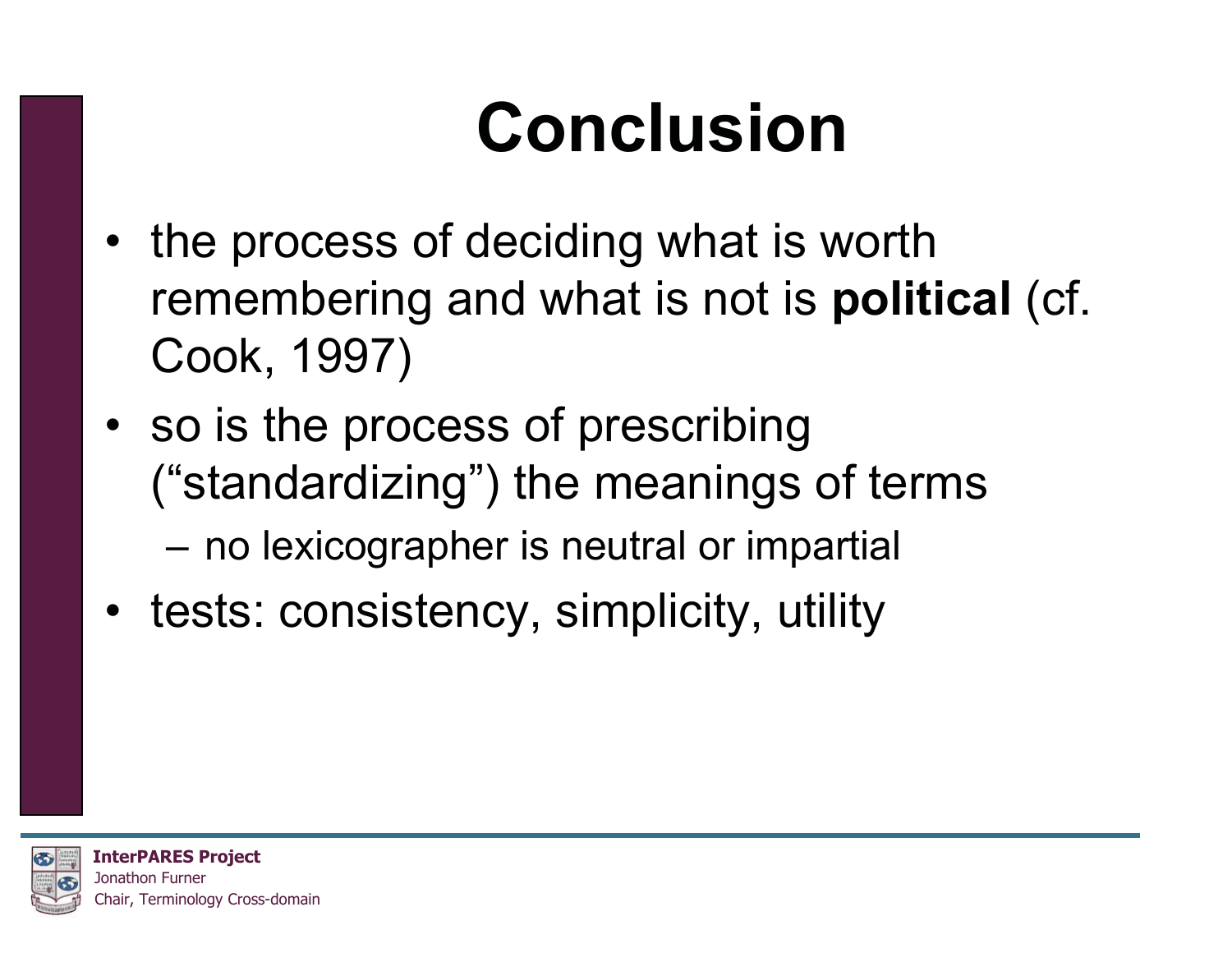# Conclusion

- the process of deciding what is worth remembering and what is not is **political** (cf. Cook, 1997)
- so is the process of prescribing ("standardizing") the meanings of terms
  - no lexicographer is neutral or impartial
- tests: consistency, simplicity, utility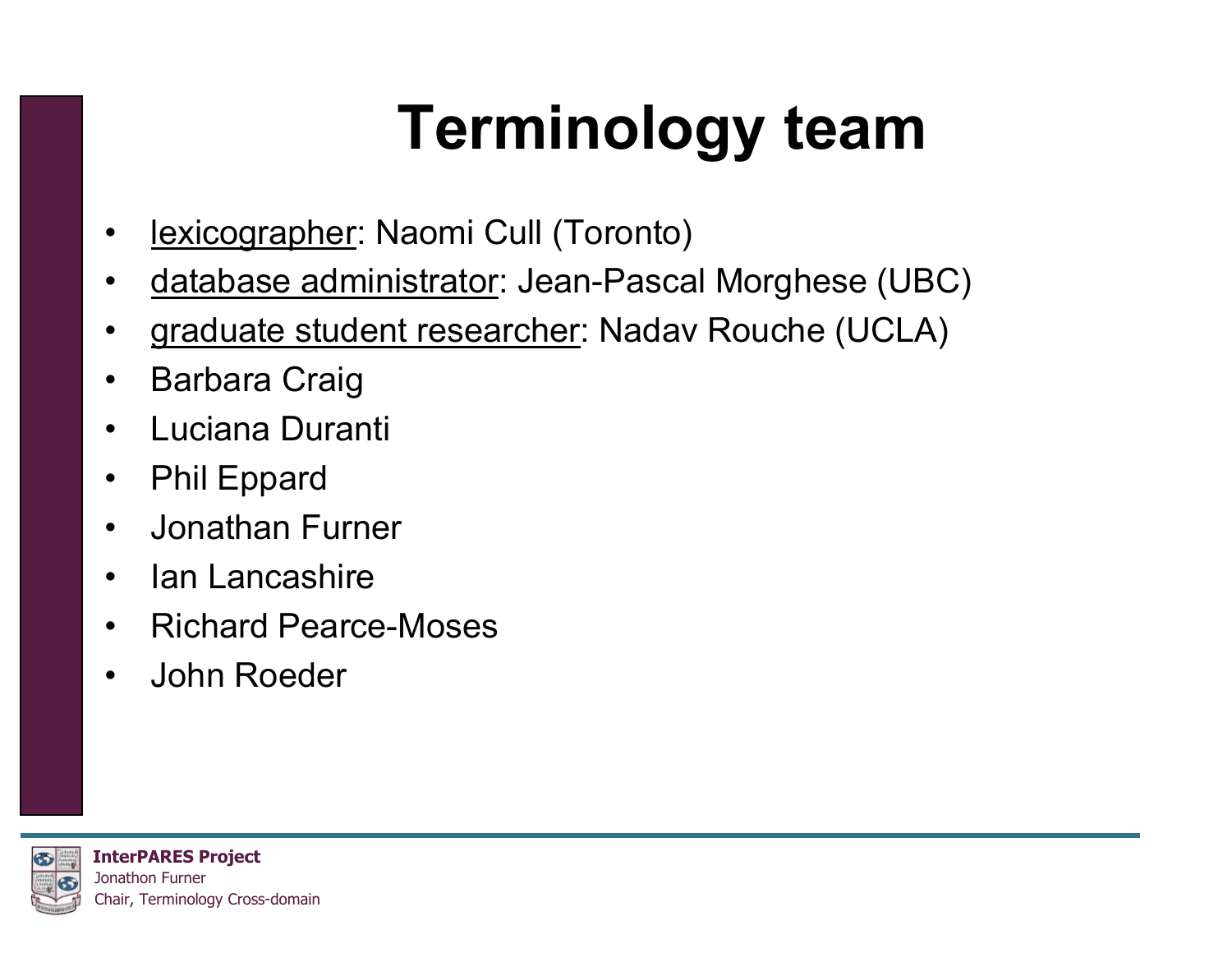# Terminology team

- <u>lexicographer</u>: Naomi Cull (Toronto)
- <u>database administrator</u>: Jean-Pascal Morghese (UBC)
- <u>graduate student researcher</u>: Nadav Rouche (UCLA)
- Barbara Craig
- Luciana Duranti
- Phil Eppard
- Jonathan Furner
- Ian Lancashire
- Richard Pearce-Moses
- John Roeder